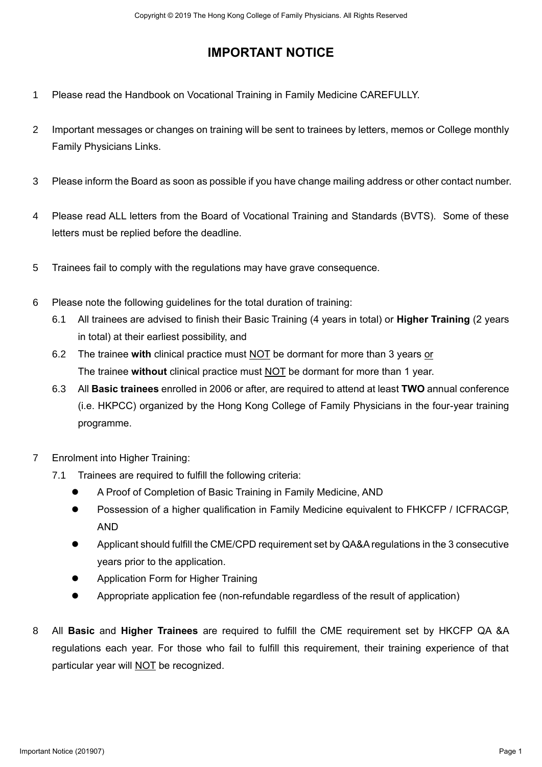# IMPORTANT NOTICE

1. Please read the Handbook on Vocational Training in Family Medicine CAREFULLY.

2. Important messages or changes on training will be sent to trainees by letters, memos or College monthly Family Physicians Links.

3. Please inform the Board as soon as possible if you have change mailing address or other contact number.

4. Please read ALL letters from the Board of Vocational Training and Standards (BVTS). Some of these letters must be replied before the deadline.

5. Trainees fail to comply with the regulations may have grave consequence.

6. Please note the following guidelines for the total duration of training:
   - 6.1 All trainees are advised to finish their Basic Training (4 years in total) or **Higher Training** (2 years in total) at their earliest possibility, and
   - 6.2 The trainee **with** clinical practice must <u>NOT</u> be dormant for more than 3 years <u>or</u>
     The trainee **without** clinical practice must <u>NOT</u> be dormant for more than 1 year.
   - 6.3 All **Basic trainees** enrolled in 2006 or after, are required to attend at least **TWO** annual conference (i.e. HKPCC) organized by the Hong Kong College of Family Physicians in the four-year training programme.

7. Enrolment into Higher Training:
   - 7.1 Trainees are required to fulfill the following criteria:
     - A Proof of Completion of Basic Training in Family Medicine, AND
     - Possession of a higher qualification in Family Medicine equivalent to FHKCFP / ICFRACGP, AND
     - Applicant should fulfill the CME/CPD requirement set by QA&A regulations in the 3 consecutive years prior to the application.
     - Application Form for Higher Training
     - Appropriate application fee (non-refundable regardless of the result of application)

8. All **Basic** and **Higher Trainees** are required to fulfill the CME requirement set by HKCFP QA &A regulations each year. For those who fail to fulfill this requirement, their training experience of that particular year will <u>NOT</u> be recognized.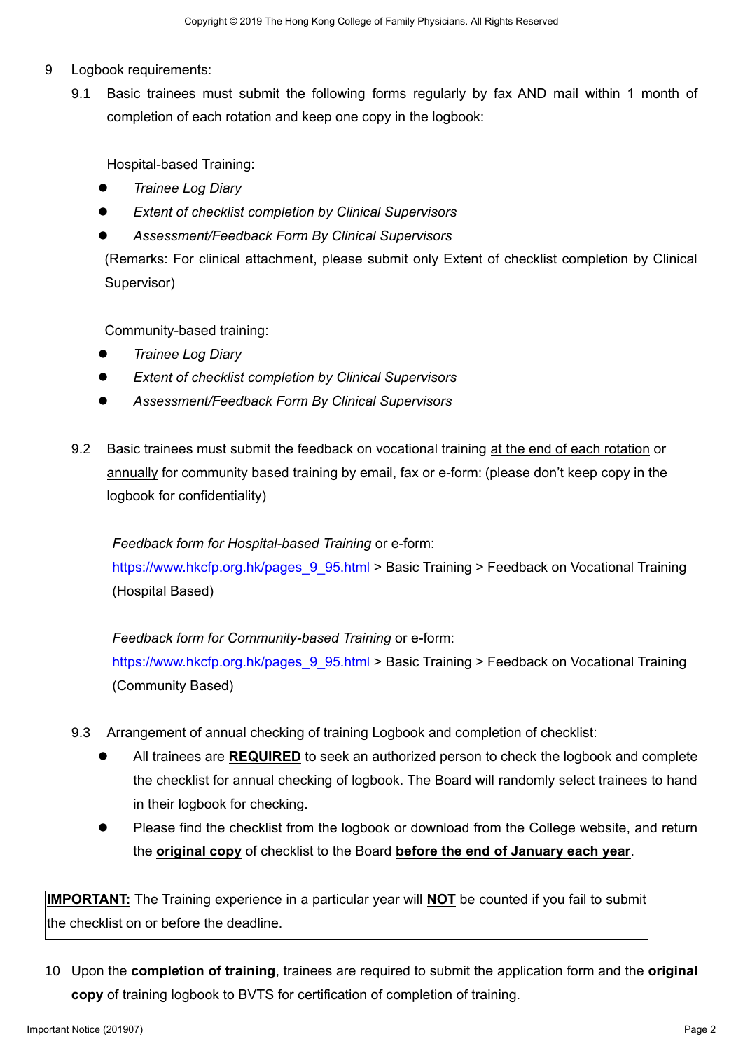9 Logbook requirements:

9.1 Basic trainees must submit the following forms regularly by fax AND mail within 1 month of completion of each rotation and keep one copy in the logbook:

Hospital-based Training:

- *Trainee Log Diary*
- *Extent of checklist completion by Clinical Supervisors*
- *Assessment/Feedback Form By Clinical Supervisors*

(Remarks: For clinical attachment, please submit only Extent of checklist completion by Clinical Supervisor)

Community-based training:

- *Trainee Log Diary*
- *Extent of checklist completion by Clinical Supervisors*
- *Assessment/Feedback Form By Clinical Supervisors*

9.2 Basic trainees must submit the feedback on vocational training <u>at the end of each rotation</u> or <u>annually</u> for community based training by email, fax or e-form: (please don't keep copy in the logbook for confidentiality)

*Feedback form for Hospital-based Training* or e-form:
https://www.hkcfp.org.hk/pages_9_95.html > Basic Training > Feedback on Vocational Training (Hospital Based)

*Feedback form for Community-based Training* or e-form:
https://www.hkcfp.org.hk/pages_9_95.html > Basic Training > Feedback on Vocational Training (Community Based)

9.3 Arrangement of annual checking of training Logbook and completion of checklist:

- All trainees are <u>**REQUIRED**</u> to seek an authorized person to check the logbook and complete the checklist for annual checking of logbook. The Board will randomly select trainees to hand in their logbook for checking.
- Please find the checklist from the logbook or download from the College website, and return the <u>**original copy**</u> of checklist to the Board <u>**before the end of January each year**</u>.

| <u>**IMPORTANT:**</u> The Training experience in a particular year will <u>**NOT**</u> be counted if you fail to submit the checklist on or before the deadline. |
|---|

10 Upon the **completion of training**, trainees are required to submit the application form and the **original copy** of training logbook to BVTS for certification of completion of training.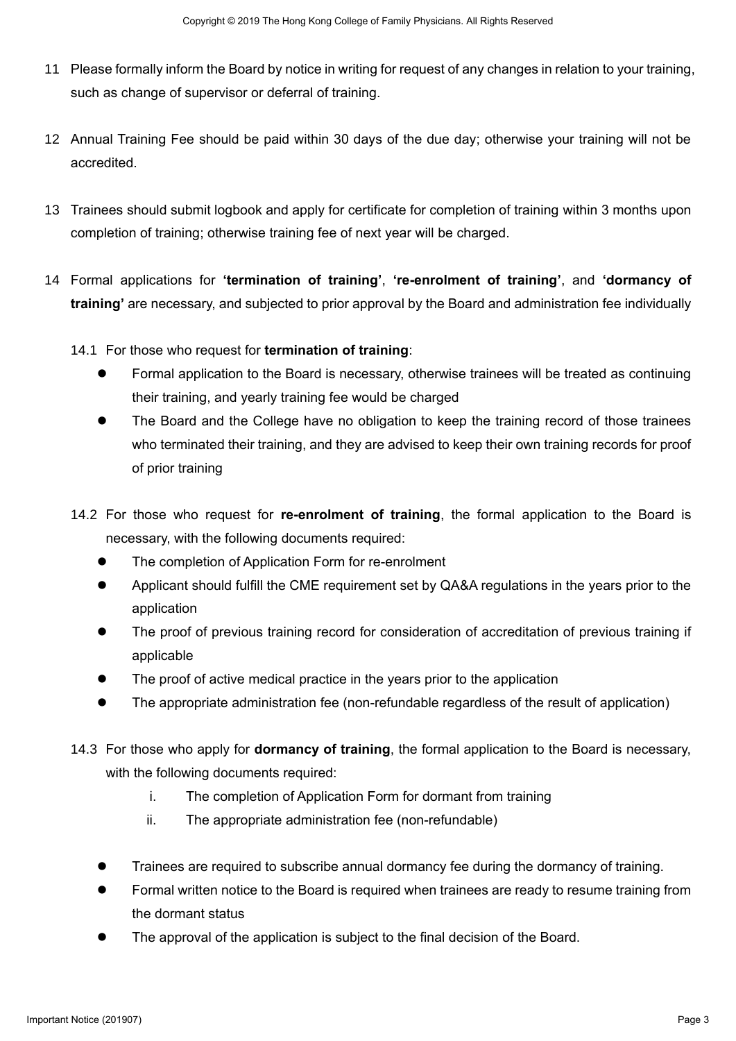11 Please formally inform the Board by notice in writing for request of any changes in relation to your training, such as change of supervisor or deferral of training.

12 Annual Training Fee should be paid within 30 days of the due day; otherwise your training will not be accredited.

13 Trainees should submit logbook and apply for certificate for completion of training within 3 months upon completion of training; otherwise training fee of next year will be charged.

14 Formal applications for **'termination of training'**, **'re-enrolment of training'**, and **'dormancy of training'** are necessary, and subjected to prior approval by the Board and administration fee individually

14.1 For those who request for **termination of training**:

- Formal application to the Board is necessary, otherwise trainees will be treated as continuing their training, and yearly training fee would be charged
- The Board and the College have no obligation to keep the training record of those trainees who terminated their training, and they are advised to keep their own training records for proof of prior training

14.2 For those who request for **re-enrolment of training**, the formal application to the Board is necessary, with the following documents required:

- The completion of Application Form for re-enrolment
- Applicant should fulfill the CME requirement set by QA&A regulations in the years prior to the application
- The proof of previous training record for consideration of accreditation of previous training if applicable
- The proof of active medical practice in the years prior to the application
- The appropriate administration fee (non-refundable regardless of the result of application)

14.3 For those who apply for **dormancy of training**, the formal application to the Board is necessary, with the following documents required:

i. The completion of Application Form for dormant from training

ii. The appropriate administration fee (non-refundable)

- Trainees are required to subscribe annual dormancy fee during the dormancy of training.
- Formal written notice to the Board is required when trainees are ready to resume training from the dormant status
- The approval of the application is subject to the final decision of the Board.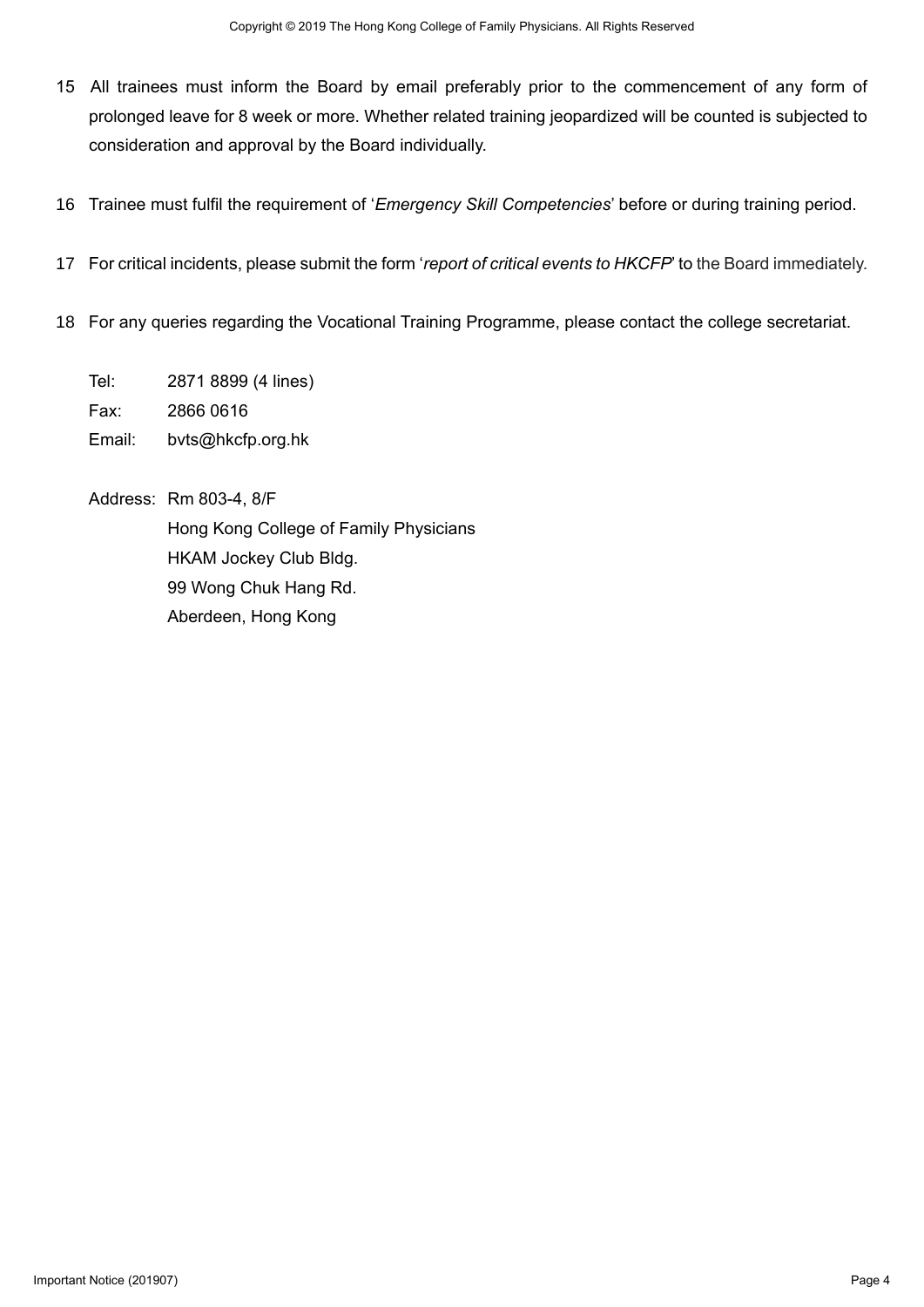15 All trainees must inform the Board by email preferably prior to the commencement of any form of prolonged leave for 8 week or more. Whether related training jeopardized will be counted is subjected to consideration and approval by the Board individually.

16 Trainee must fulfil the requirement of '*Emergency Skill Competencies*' before or during training period.

17 For critical incidents, please submit the form '*report of critical events to HKCFP*' to the Board immediately.

18 For any queries regarding the Vocational Training Programme, please contact the college secretariat.

Tel: 2871 8899 (4 lines)  
Fax: 2866 0616  
Email: bvts@hkcfp.org.hk

Address: Rm 803-4, 8/F  
Hong Kong College of Family Physicians  
HKAM Jockey Club Bldg.  
99 Wong Chuk Hang Rd.  
Aberdeen, Hong Kong